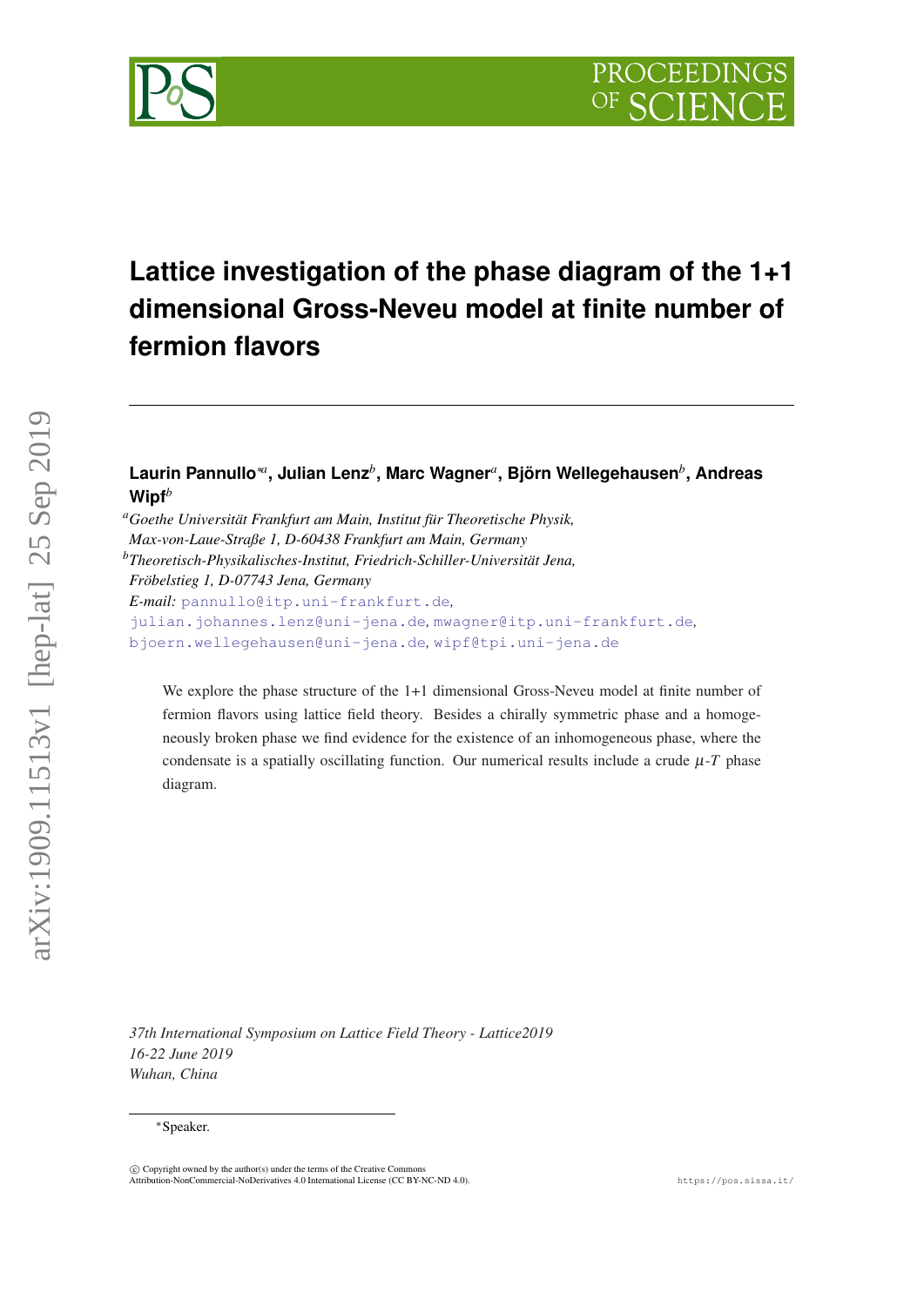# Lattice investigation of the phase diagram of the 1+1 dimensional Gross-Neveu model at finite number of fermion flavors

**Laurin Pannullo**[∗a], **Julian Lenz**[b], **Marc Wagner**[a], **Björn Wellegehausen**[b], **Andreas Wipf**[b]

[a]*Goethe Universität Frankfurt am Main, Institut für Theoretische Physik, Max-von-Laue-Straße 1, D-60438 Frankfurt am Main, Germany*

[b]*Theoretisch-Physikalisches-Institut, Friedrich-Schiller-Universität Jena, Fröbelstieg 1, D-07743 Jena, Germany*

*E-mail:* pannullo@itp.uni-frankfurt.de, julian.johannes.lenz@uni-jena.de, mwagner@itp.uni-frankfurt.de, bjoern.wellegehausen@uni-jena.de, wipf@tpi.uni-jena.de

We explore the phase structure of the 1+1 dimensional Gross-Neveu model at finite number of fermion flavors using lattice field theory. Besides a chirally symmetric phase and a homogeneously broken phase we find evidence for the existence of an inhomogeneous phase, where the condensate is a spatially oscillating function. Our numerical results include a crude $\mu$-$T$ phase diagram.

*37th International Symposium on Lattice Field Theory - Lattice2019*
*16-22 June 2019*
*Wuhan, China*

∗Speaker.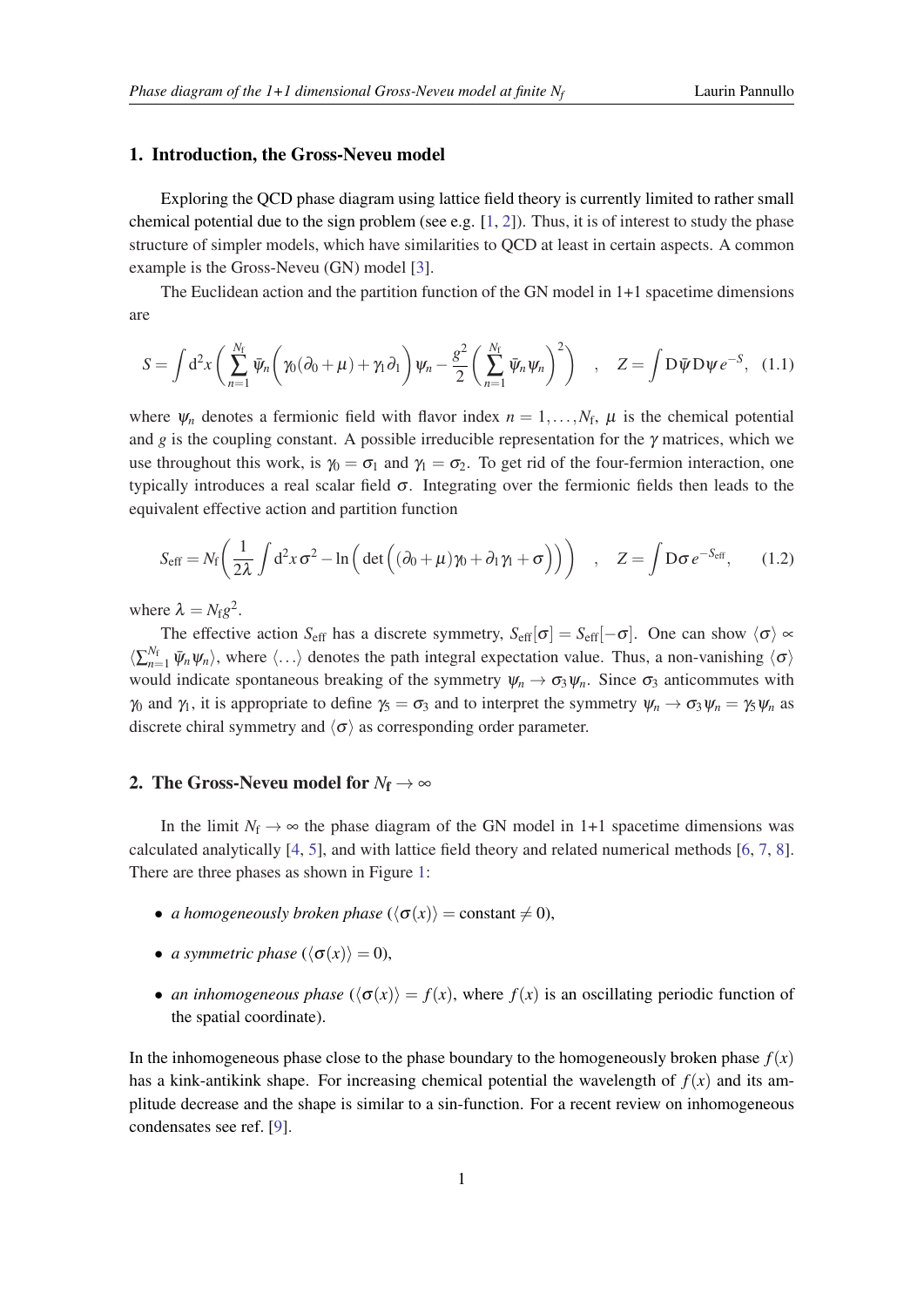## 1. Introduction, the Gross-Neveu model

Exploring the QCD phase diagram using lattice field theory is currently limited to rather small chemical potential due to the sign problem (see e.g. [1, 2]). Thus, it is of interest to study the phase structure of simpler models, which have similarities to QCD at least in certain aspects. A common example is the Gross-Neveu (GN) model [3].

The Euclidean action and the partition function of the GN model in 1+1 spacetime dimensions are

$$S = \int \mathrm{d}^2x \left( \sum_{n=1}^{N_\mathrm{f}} \bar{\psi}_n \Big( \gamma_0(\partial_0 + \mu) + \gamma_1 \partial_1 \Big) \psi_n - \frac{g^2}{2} \left( \sum_{n=1}^{N_\mathrm{f}} \bar{\psi}_n \psi_n \right)^2 \right) \quad , \quad Z = \int \mathrm{D}\bar{\psi} \mathrm{D}\psi \, e^{-S}, \quad (1.1)$$

where $\psi_n$ denotes a fermionic field with flavor index $n = 1, \ldots, N_\mathrm{f}$, $\mu$ is the chemical potential and $g$ is the coupling constant. A possible irreducible representation for the $\gamma$ matrices, which we use throughout this work, is $\gamma_0 = \sigma_1$ and $\gamma_1 = \sigma_2$. To get rid of the four-fermion interaction, one typically introduces a real scalar field $\sigma$. Integrating over the fermionic fields then leads to the equivalent effective action and partition function

$$S_\mathrm{eff} = N_\mathrm{f} \left( \frac{1}{2\lambda} \int \mathrm{d}^2x \, \sigma^2 - \ln \Big( \det \Big( (\partial_0 + \mu)\gamma_0 + \partial_1 \gamma_1 + \sigma \Big) \Big) \right) \quad , \quad Z = \int \mathrm{D}\sigma \, e^{-S_\mathrm{eff}}, \quad (1.2)$$

where $\lambda = N_\mathrm{f} g^2$.

The effective action $S_\mathrm{eff}$ has a discrete symmetry, $S_\mathrm{eff}[\sigma] = S_\mathrm{eff}[-\sigma]$. One can show $\langle \sigma \rangle \propto \langle \sum_{n=1}^{N_\mathrm{f}} \bar{\psi}_n \psi_n \rangle$, where $\langle \ldots \rangle$ denotes the path integral expectation value. Thus, a non-vanishing $\langle \sigma \rangle$ would indicate spontaneous breaking of the symmetry $\psi_n \to \sigma_3 \psi_n$. Since $\sigma_3$ anticommutes with $\gamma_0$ and $\gamma_1$, it is appropriate to define $\gamma_5 = \sigma_3$ and to interpret the symmetry $\psi_n \to \sigma_3 \psi_n = \gamma_5 \psi_n$ as discrete chiral symmetry and $\langle \sigma \rangle$ as corresponding order parameter.

## 2. The Gross-Neveu model for $N_\mathrm{f} \to \infty$

In the limit $N_\mathrm{f} \to \infty$ the phase diagram of the GN model in 1+1 spacetime dimensions was calculated analytically [4, 5], and with lattice field theory and related numerical methods [6, 7, 8]. There are three phases as shown in Figure 1:

- *a homogeneously broken phase* ($\langle \sigma(x) \rangle = \text{constant} \neq 0$),
- *a symmetric phase* ($\langle \sigma(x) \rangle = 0$),
- *an inhomogeneous phase* ($\langle \sigma(x) \rangle = f(x)$, where $f(x)$ is an oscillating periodic function of the spatial coordinate).

In the inhomogeneous phase close to the phase boundary to the homogeneously broken phase $f(x)$ has a kink-antikink shape. For increasing chemical potential the wavelength of $f(x)$ and its amplitude decrease and the shape is similar to a sin-function. For a recent review on inhomogeneous condensates see ref. [9].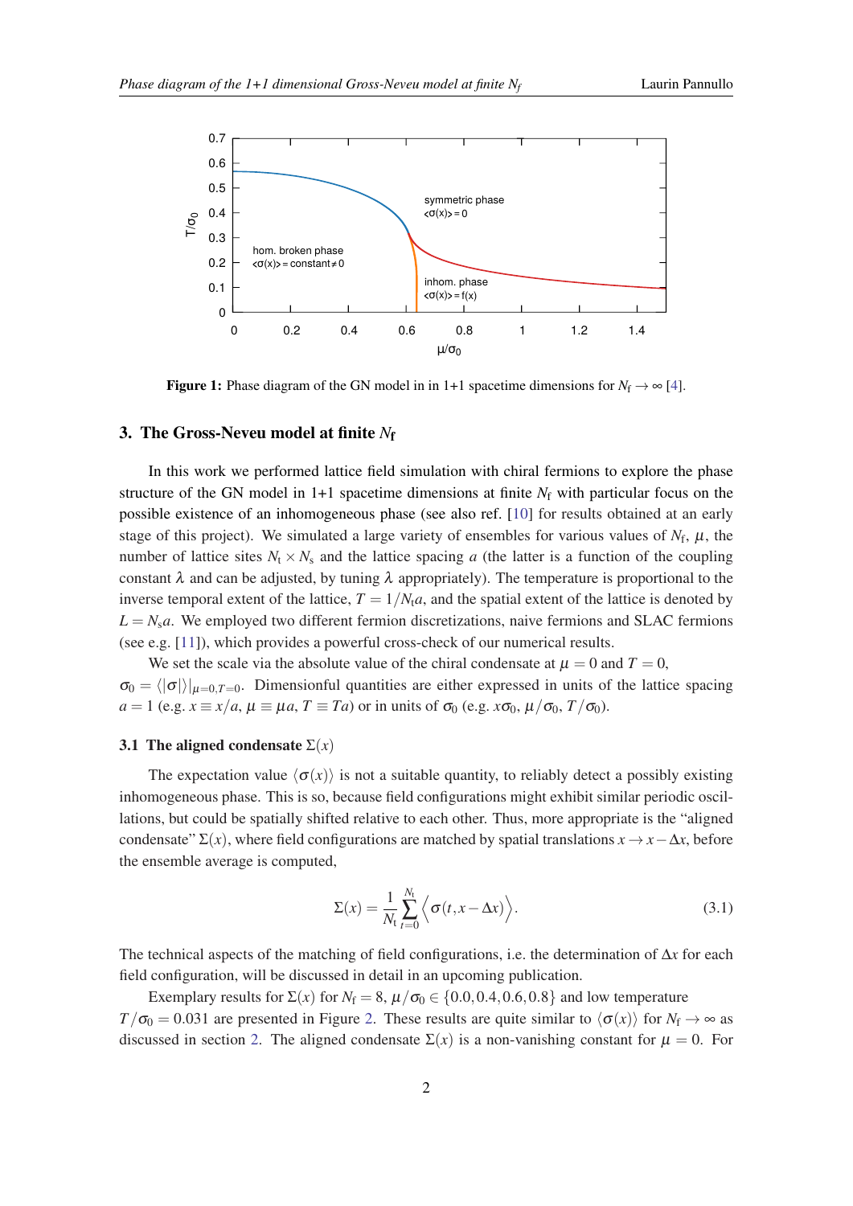**Figure 1:** Phase diagram of the GN model in in 1+1 spacetime dimensions for $N_\mathrm{f} \to \infty$ [4].

## 3. The Gross-Neveu model at finite $N_\mathrm{f}$

In this work we performed lattice field simulation with chiral fermions to explore the phase structure of the GN model in 1+1 spacetime dimensions at finite $N_\mathrm{f}$ with particular focus on the possible existence of an inhomogeneous phase (see also ref. [10] for results obtained at an early stage of this project). We simulated a large variety of ensembles for various values of $N_\mathrm{f}$, $\mu$, the number of lattice sites $N_\mathrm{t} \times N_\mathrm{s}$ and the lattice spacing $a$ (the latter is a function of the coupling constant $\lambda$ and can be adjusted, by tuning $\lambda$ appropriately). The temperature is proportional to the inverse temporal extent of the lattice, $T = 1/N_\mathrm{t}a$, and the spatial extent of the lattice is denoted by $L = N_\mathrm{s}a$. We employed two different fermion discretizations, naive fermions and SLAC fermions (see e.g. [11]), which provides a powerful cross-check of our numerical results.

We set the scale via the absolute value of the chiral condensate at $\mu = 0$ and $T = 0$, $\sigma_0 = \langle|\sigma|\rangle|_{\mu=0,T=0}$. Dimensionful quantities are either expressed in units of the lattice spacing $a = 1$ (e.g. $x \equiv x/a$, $\mu \equiv \mu a$, $T \equiv Ta$) or in units of $\sigma_0$ (e.g. $x\sigma_0$, $\mu/\sigma_0$, $T/\sigma_0$).

### 3.1 The aligned condensate $\Sigma(x)$

The expectation value $\langle\sigma(x)\rangle$ is not a suitable quantity, to reliably detect a possibly existing inhomogeneous phase. This is so, because field configurations might exhibit similar periodic oscillations, but could be spatially shifted relative to each other. Thus, more appropriate is the "aligned condensate" $\Sigma(x)$, where field configurations are matched by spatial translations $x \to x - \Delta x$, before the ensemble average is computed,

$$\Sigma(x) = \frac{1}{N_\mathrm{t}} \sum_{t=0}^{N_\mathrm{t}} \Big\langle \sigma(t, x - \Delta x) \Big\rangle. \tag{3.1}$$

The technical aspects of the matching of field configurations, i.e. the determination of $\Delta x$ for each field configuration, will be discussed in detail in an upcoming publication.

Exemplary results for $\Sigma(x)$ for $N_\mathrm{f} = 8$, $\mu/\sigma_0 \in \{0.0, 0.4, 0.6, 0.8\}$ and low temperature $T/\sigma_0 = 0.031$ are presented in Figure 2. These results are quite similar to $\langle\sigma(x)\rangle$ for $N_\mathrm{f} \to \infty$ as discussed in section 2. The aligned condensate $\Sigma(x)$ is a non-vanishing constant for $\mu = 0$. For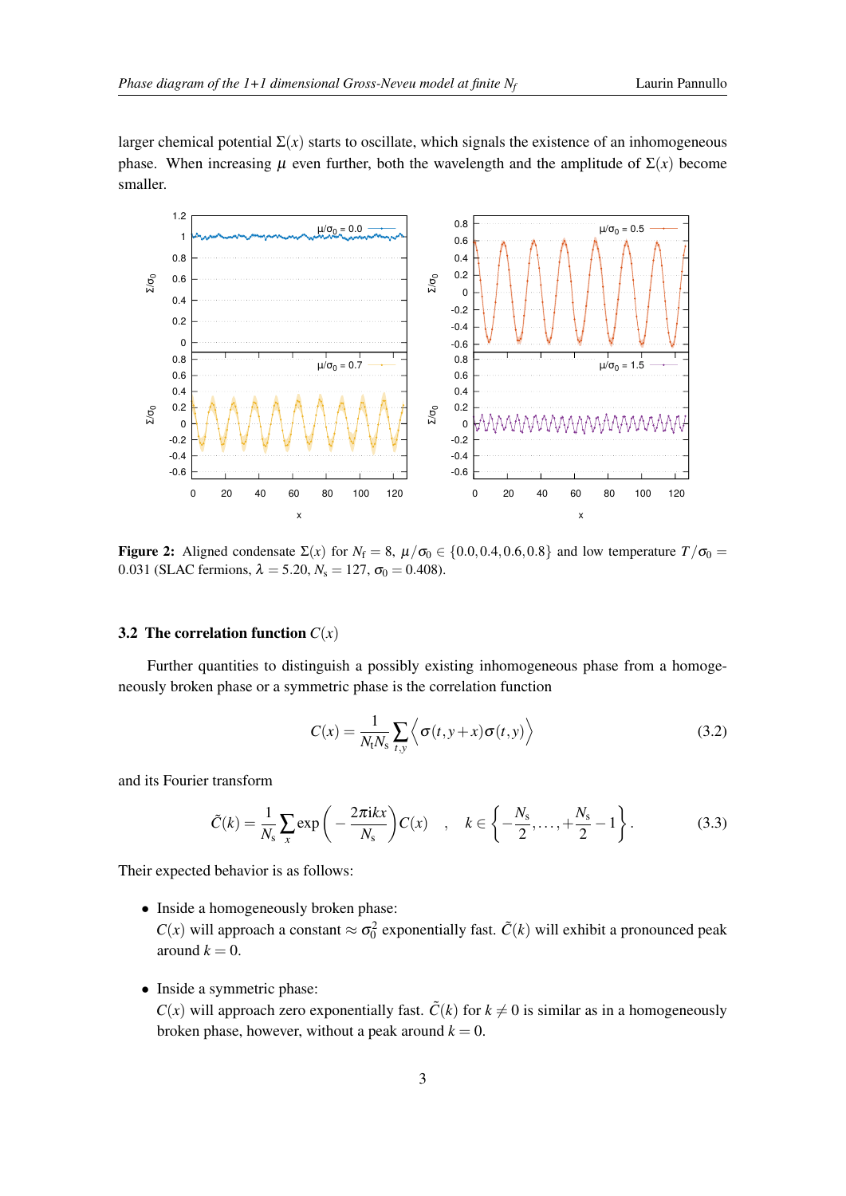larger chemical potential $\Sigma(x)$ starts to oscillate, which signals the existence of an inhomogeneous phase. When increasing $\mu$ even further, both the wavelength and the amplitude of $\Sigma(x)$ become smaller.

**Figure 2:** Aligned condensate $\Sigma(x)$ for $N_f = 8$, $\mu/\sigma_0 \in \{0.0, 0.4, 0.6, 0.8\}$ and low temperature $T/\sigma_0 = 0.031$ (SLAC fermions, $\lambda = 5.20$, $N_s = 127$, $\sigma_0 = 0.408$).

### 3.2 The correlation function $C(x)$

Further quantities to distinguish a possibly existing inhomogeneous phase from a homogeneously broken phase or a symmetric phase is the correlation function

$$C(x) = \frac{1}{N_t N_s} \sum_{t,y} \Big\langle \sigma(t, y+x) \sigma(t,y) \Big\rangle \tag{3.2}$$

and its Fourier transform

$$\tilde{C}(k) = \frac{1}{N_s} \sum_x \exp\left( -\frac{2\pi i k x}{N_s} \right) C(x) \quad , \quad k \in \left\{ -\frac{N_s}{2}, \ldots, +\frac{N_s}{2} - 1 \right\}. \tag{3.3}$$

Their expected behavior is as follows:

- Inside a homogeneously broken phase:
  $C(x)$ will approach a constant $\approx \sigma_0^2$ exponentially fast. $\tilde{C}(k)$ will exhibit a pronounced peak around $k = 0$.

- Inside a symmetric phase:
  $C(x)$ will approach zero exponentially fast. $\tilde{C}(k)$ for $k \neq 0$ is similar as in a homogeneously broken phase, however, without a peak around $k = 0$.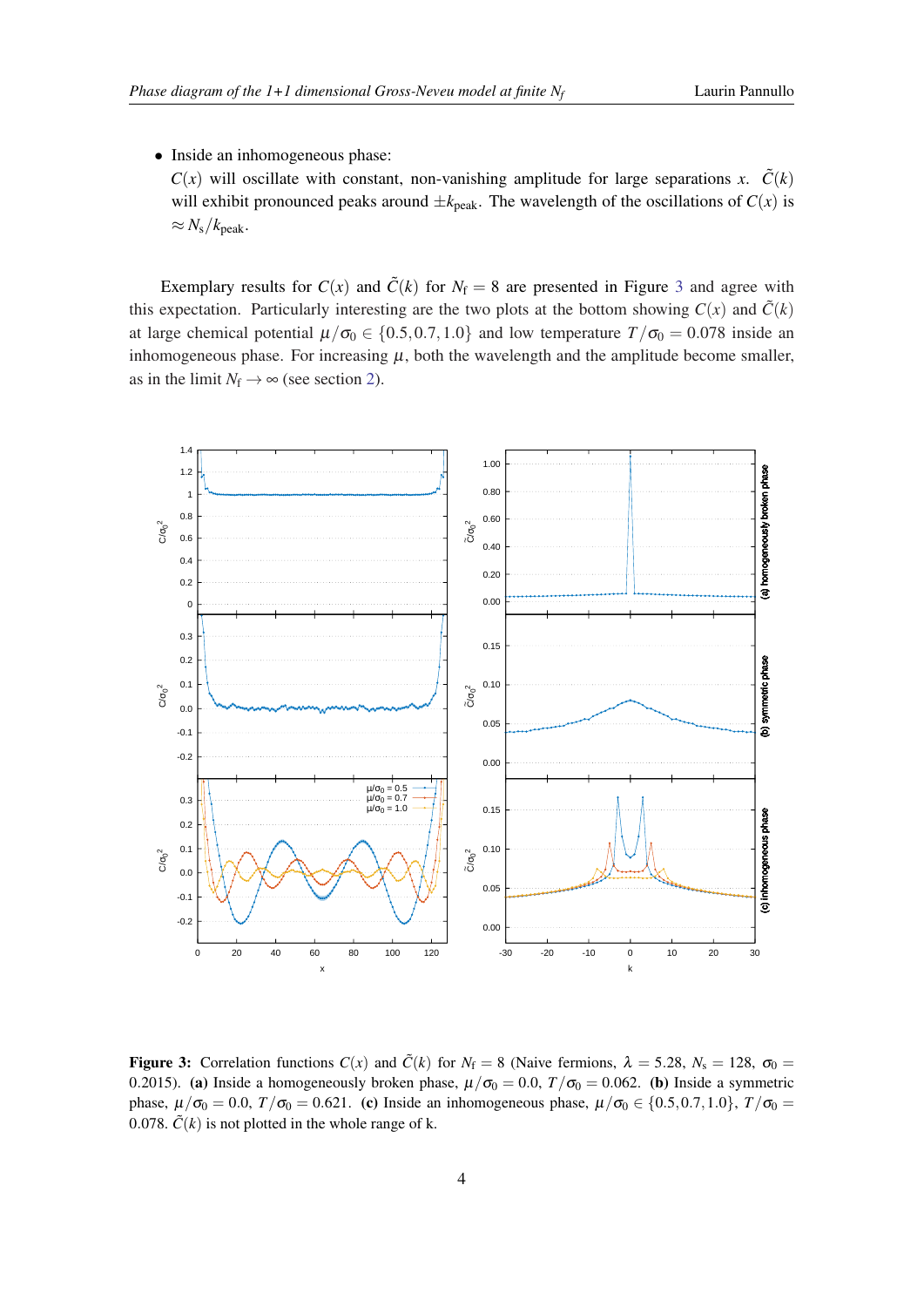- Inside an inhomogeneous phase:
  $C(x)$ will oscillate with constant, non-vanishing amplitude for large separations $x$. $\tilde{C}(k)$ will exhibit pronounced peaks around $\pm k_{\text{peak}}$. The wavelength of the oscillations of $C(x)$ is $\approx N_s/k_{\text{peak}}$.

Exemplary results for $C(x)$ and $\tilde{C}(k)$ for $N_f = 8$ are presented in Figure 3 and agree with this expectation. Particularly interesting are the two plots at the bottom showing $C(x)$ and $\tilde{C}(k)$ at large chemical potential $\mu/\sigma_0 \in \{0.5, 0.7, 1.0\}$ and low temperature $T/\sigma_0 = 0.078$ inside an inhomogeneous phase. For increasing $\mu$, both the wavelength and the amplitude become smaller, as in the limit $N_f \to \infty$ (see section 2).

**Figure 3:** Correlation functions $C(x)$ and $\tilde{C}(k)$ for $N_f = 8$ (Naive fermions, $\lambda = 5.28$, $N_s = 128$, $\sigma_0 = 0.2015$). **(a)** Inside a homogeneously broken phase, $\mu/\sigma_0 = 0.0$, $T/\sigma_0 = 0.062$. **(b)** Inside a symmetric phase, $\mu/\sigma_0 = 0.0$, $T/\sigma_0 = 0.621$. **(c)** Inside an inhomogeneous phase, $\mu/\sigma_0 \in \{0.5, 0.7, 1.0\}$, $T/\sigma_0 = 0.078$. $\tilde{C}(k)$ is not plotted in the whole range of k.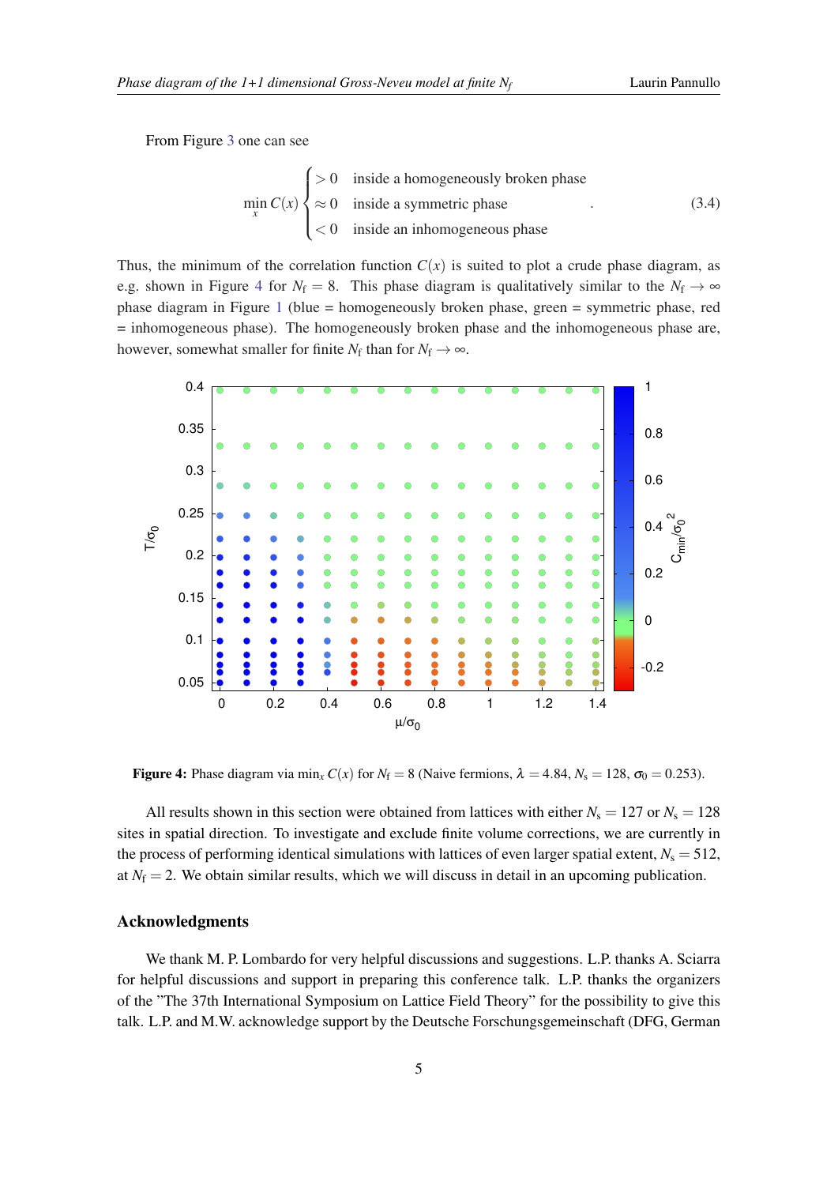From Figure 3 one can see

$$\min_x C(x) \begin{cases} > 0 & \text{inside a homogeneously broken phase} \\ \approx 0 & \text{inside a symmetric phase} \\ < 0 & \text{inside an inhomogeneous phase} \end{cases} . \tag{3.4}$$

Thus, the minimum of the correlation function $C(x)$ is suited to plot a crude phase diagram, as e.g. shown in Figure 4 for $N_f = 8$. This phase diagram is qualitatively similar to the $N_f \to \infty$ phase diagram in Figure 1 (blue = homogeneously broken phase, green = symmetric phase, red = inhomogeneous phase). The homogeneously broken phase and the inhomogeneous phase are, however, somewhat smaller for finite $N_f$ than for $N_f \to \infty$.

**Figure 4:** Phase diagram via $\min_x C(x)$ for $N_f = 8$ (Naive fermions, $\lambda = 4.84$, $N_s = 128$, $\sigma_0 = 0.253$).

All results shown in this section were obtained from lattices with either $N_s = 127$ or $N_s = 128$ sites in spatial direction. To investigate and exclude finite volume corrections, we are currently in the process of performing identical simulations with lattices of even larger spatial extent, $N_s = 512$, at $N_f = 2$. We obtain similar results, which we will discuss in detail in an upcoming publication.

## Acknowledgments

We thank M. P. Lombardo for very helpful discussions and suggestions. L.P. thanks A. Sciarra for helpful discussions and support in preparing this conference talk. L.P. thanks the organizers of the "The 37th International Symposium on Lattice Field Theory" for the possibility to give this talk. L.P. and M.W. acknowledge support by the Deutsche Forschungsgemeinschaft (DFG, German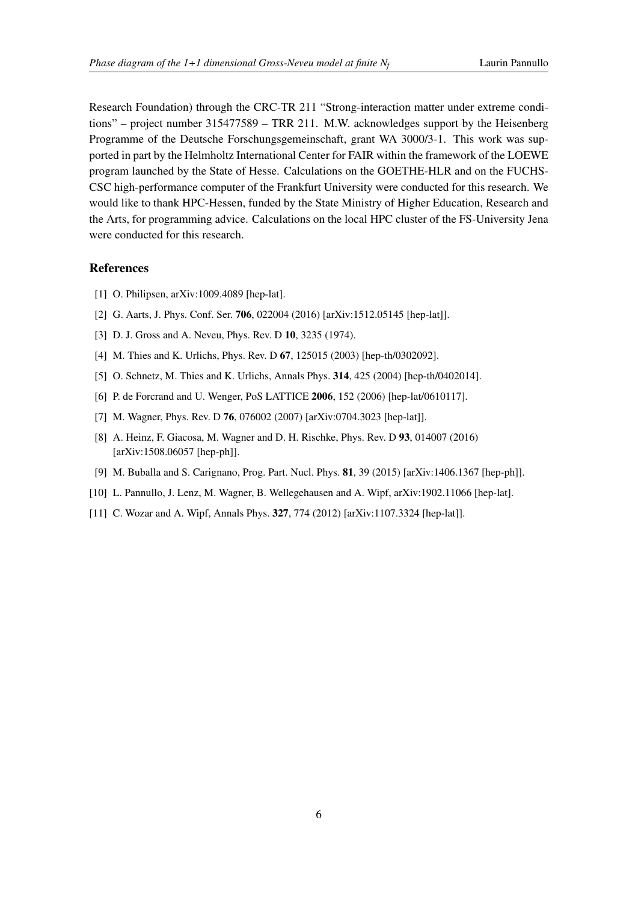Research Foundation) through the CRC-TR 211 "Strong-interaction matter under extreme conditions" – project number 315477589 – TRR 211. M.W. acknowledges support by the Heisenberg Programme of the Deutsche Forschungsgemeinschaft, grant WA 3000/3-1. This work was supported in part by the Helmholtz International Center for FAIR within the framework of the LOEWE program launched by the State of Hesse. Calculations on the GOETHE-HLR and on the FUCHS-CSC high-performance computer of the Frankfurt University were conducted for this research. We would like to thank HPC-Hessen, funded by the State Ministry of Higher Education, Research and the Arts, for programming advice. Calculations on the local HPC cluster of the FS-University Jena were conducted for this research.

## References

[1] O. Philipsen, arXiv:1009.4089 [hep-lat].

[2] G. Aarts, J. Phys. Conf. Ser. **706**, 022004 (2016) [arXiv:1512.05145 [hep-lat]].

[3] D. J. Gross and A. Neveu, Phys. Rev. D **10**, 3235 (1974).

[4] M. Thies and K. Urlichs, Phys. Rev. D **67**, 125015 (2003) [hep-th/0302092].

[5] O. Schnetz, M. Thies and K. Urlichs, Annals Phys. **314**, 425 (2004) [hep-th/0402014].

[6] P. de Forcrand and U. Wenger, PoS LATTICE **2006**, 152 (2006) [hep-lat/0610117].

[7] M. Wagner, Phys. Rev. D **76**, 076002 (2007) [arXiv:0704.3023 [hep-lat]].

[8] A. Heinz, F. Giacosa, M. Wagner and D. H. Rischke, Phys. Rev. D **93**, 014007 (2016) [arXiv:1508.06057 [hep-ph]].

[9] M. Buballa and S. Carignano, Prog. Part. Nucl. Phys. **81**, 39 (2015) [arXiv:1406.1367 [hep-ph]].

[10] L. Pannullo, J. Lenz, M. Wagner, B. Wellegehausen and A. Wipf, arXiv:1902.11066 [hep-lat].

[11] C. Wozar and A. Wipf, Annals Phys. **327**, 774 (2012) [arXiv:1107.3324 [hep-lat]].